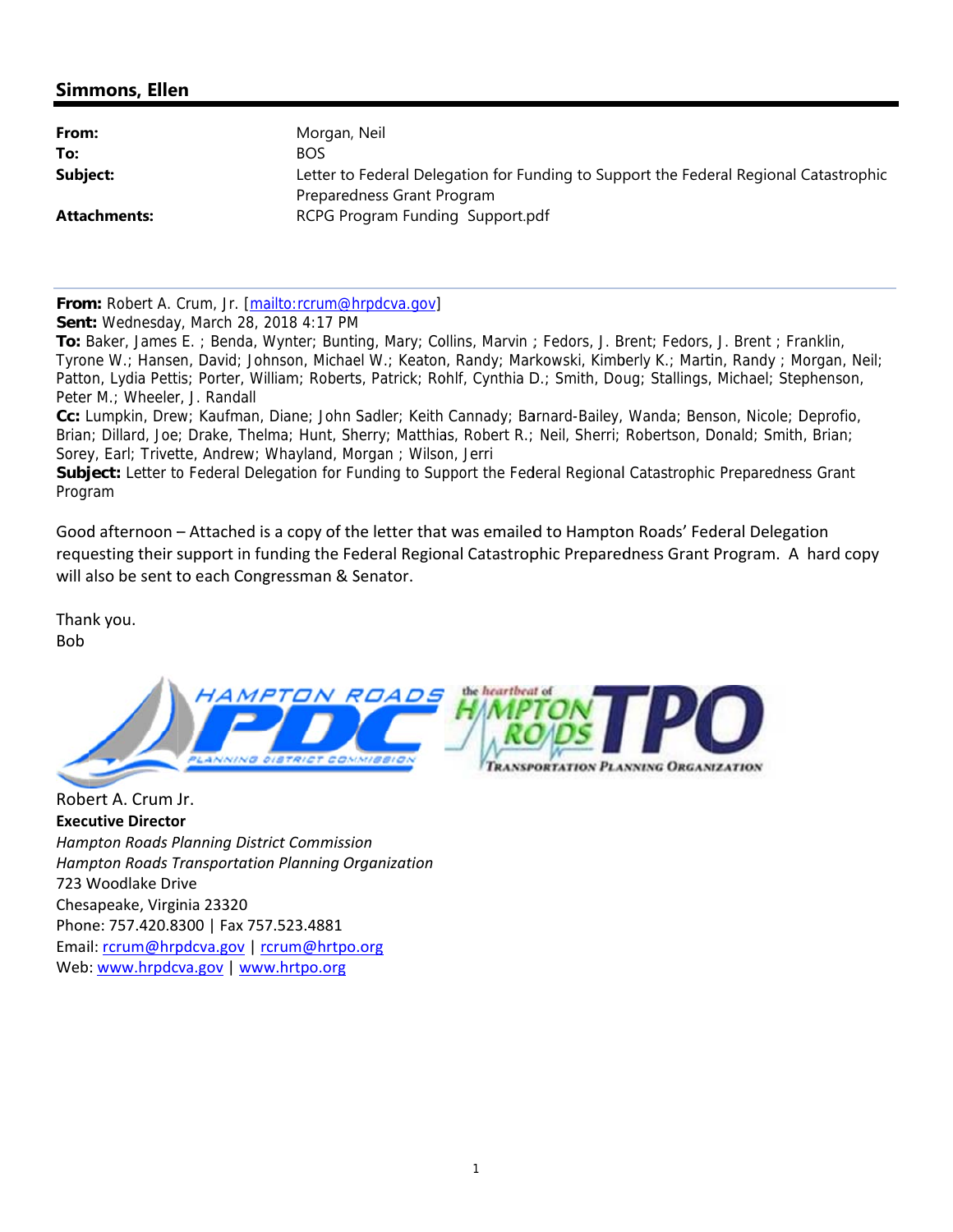## Simmons, Ellen

| | |
|---|---|
| **From:** | Morgan, Neil |
| **To:** | BOS |
| **Subject:** | Letter to Federal Delegation for Funding to Support the Federal Regional Catastrophic Preparedness Grant Program |
| **Attachments:** | RCPG Program Funding Support.pdf |

---

**From:** Robert A. Crum, Jr. [mailto:rcrum@hrpdcva.gov]
**Sent:** Wednesday, March 28, 2018 4:17 PM
**To:** Baker, James E. ; Benda, Wynter; Bunting, Mary; Collins, Marvin ; Fedors, J. Brent; Fedors, J. Brent ; Franklin, Tyrone W.; Hansen, David; Johnson, Michael W.; Keaton, Randy; Markowski, Kimberly K.; Martin, Randy ; Morgan, Neil; Patton, Lydia Pettis; Porter, William; Roberts, Patrick; Rohlf, Cynthia D.; Smith, Doug; Stallings, Michael; Stephenson, Peter M.; Wheeler, J. Randall
**Cc:** Lumpkin, Drew; Kaufman, Diane; John Sadler; Keith Cannady; Barnard-Bailey, Wanda; Benson, Nicole; Deprofio, Brian; Dillard, Joe; Drake, Thelma; Hunt, Sherry; Matthias, Robert R.; Neil, Sherri; Robertson, Donald; Smith, Brian; Sorey, Earl; Trivette, Andrew; Whayland, Morgan ; Wilson, Jerri
**Subject:** Letter to Federal Delegation for Funding to Support the Federal Regional Catastrophic Preparedness Grant Program

Good afternoon – Attached is a copy of the letter that was emailed to Hampton Roads' Federal Delegation requesting their support in funding the Federal Regional Catastrophic Preparedness Grant Program. A hard copy will also be sent to each Congressman & Senator.

Thank you.
Bob

HAMPTON ROADS PDC PLANNING DISTRICT COMMISSION | the heartbeat of HAMPTON ROADS TPO TRANSPORTATION PLANNING ORGANIZATION

Robert A. Crum Jr.
**Executive Director**
*Hampton Roads Planning District Commission*
*Hampton Roads Transportation Planning Organization*
723 Woodlake Drive
Chesapeake, Virginia 23320
Phone: 757.420.8300 | Fax 757.523.4881
Email: rcrum@hrpdcva.gov | rcrum@hrtpo.org
Web: www.hrpdcva.gov | www.hrtpo.org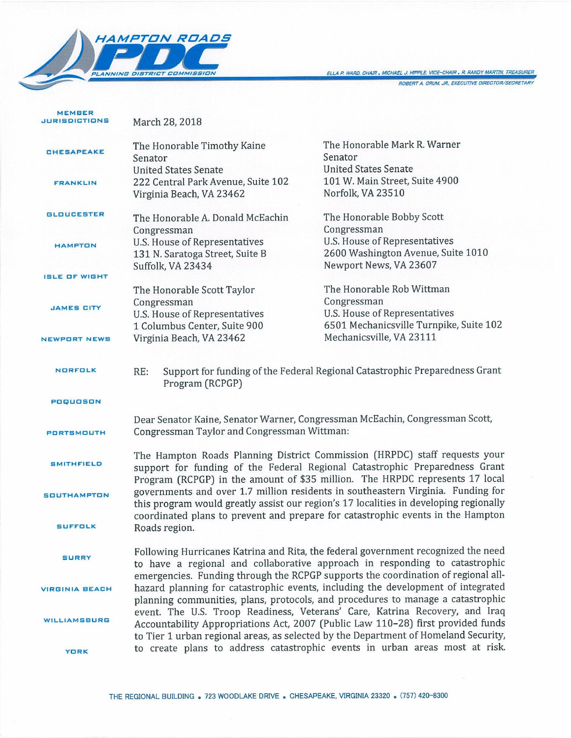# HAMPTON ROADS PDC

PLANNING DISTRICT COMMISSION

ELLA P. WARD, CHAIR • MICHAEL J. HIPPLE, VICE-CHAIR • R. RANDY MARTIN, TREASURER

ROBERT A. CRUM, JR., EXECUTIVE DIRECTOR/SECRETARY

**MEMBER JURISDICTIONS**

CHESAPEAKE
FRANKLIN
GLOUCESTER
HAMPTON
ISLE OF WIGHT
JAMES CITY
NEWPORT NEWS
NORFOLK
POQUOSON
PORTSMOUTH
SMITHFIELD
SOUTHAMPTON
SUFFOLK
SURRY
VIRGINIA BEACH
WILLIAMSBURG
YORK

March 28, 2018

The Honorable Timothy Kaine
Senator
United States Senate
222 Central Park Avenue, Suite 102
Virginia Beach, VA 23462

The Honorable Mark R. Warner
Senator
United States Senate
101 W. Main Street, Suite 4900
Norfolk, VA 23510

The Honorable A. Donald McEachin
Congressman
U.S. House of Representatives
131 N. Saratoga Street, Suite B
Suffolk, VA 23434

The Honorable Bobby Scott
Congressman
U.S. House of Representatives
2600 Washington Avenue, Suite 1010
Newport News, VA 23607

The Honorable Scott Taylor
Congressman
U.S. House of Representatives
1 Columbus Center, Suite 900
Virginia Beach, VA 23462

The Honorable Rob Wittman
Congressman
U.S. House of Representatives
6501 Mechanicsville Turnpike, Suite 102
Mechanicsville, VA 23111

RE: Support for funding of the Federal Regional Catastrophic Preparedness Grant Program (RCPGP)

Dear Senator Kaine, Senator Warner, Congressman McEachin, Congressman Scott, Congressman Taylor and Congressman Wittman:

The Hampton Roads Planning District Commission (HRPDC) staff requests your support for funding of the Federal Regional Catastrophic Preparedness Grant Program (RCPGP) in the amount of $35 million. The HRPDC represents 17 local governments and over 1.7 million residents in southeastern Virginia. Funding for this program would greatly assist our region's 17 localities in developing regionally coordinated plans to prevent and prepare for catastrophic events in the Hampton Roads region.

Following Hurricanes Katrina and Rita, the federal government recognized the need to have a regional and collaborative approach in responding to catastrophic emergencies. Funding through the RCPGP supports the coordination of regional all-hazard planning for catastrophic events, including the development of integrated planning communities, plans, protocols, and procedures to manage a catastrophic event. The U.S. Troop Readiness, Veterans' Care, Katrina Recovery, and Iraq Accountability Appropriations Act, 2007 (Public Law 110–28) first provided funds to Tier 1 urban regional areas, as selected by the Department of Homeland Security, to create plans to address catastrophic events in urban areas most at risk.

THE REGIONAL BUILDING • 723 WOODLAKE DRIVE • CHESAPEAKE, VIRGINIA 23320 • (757) 420-8300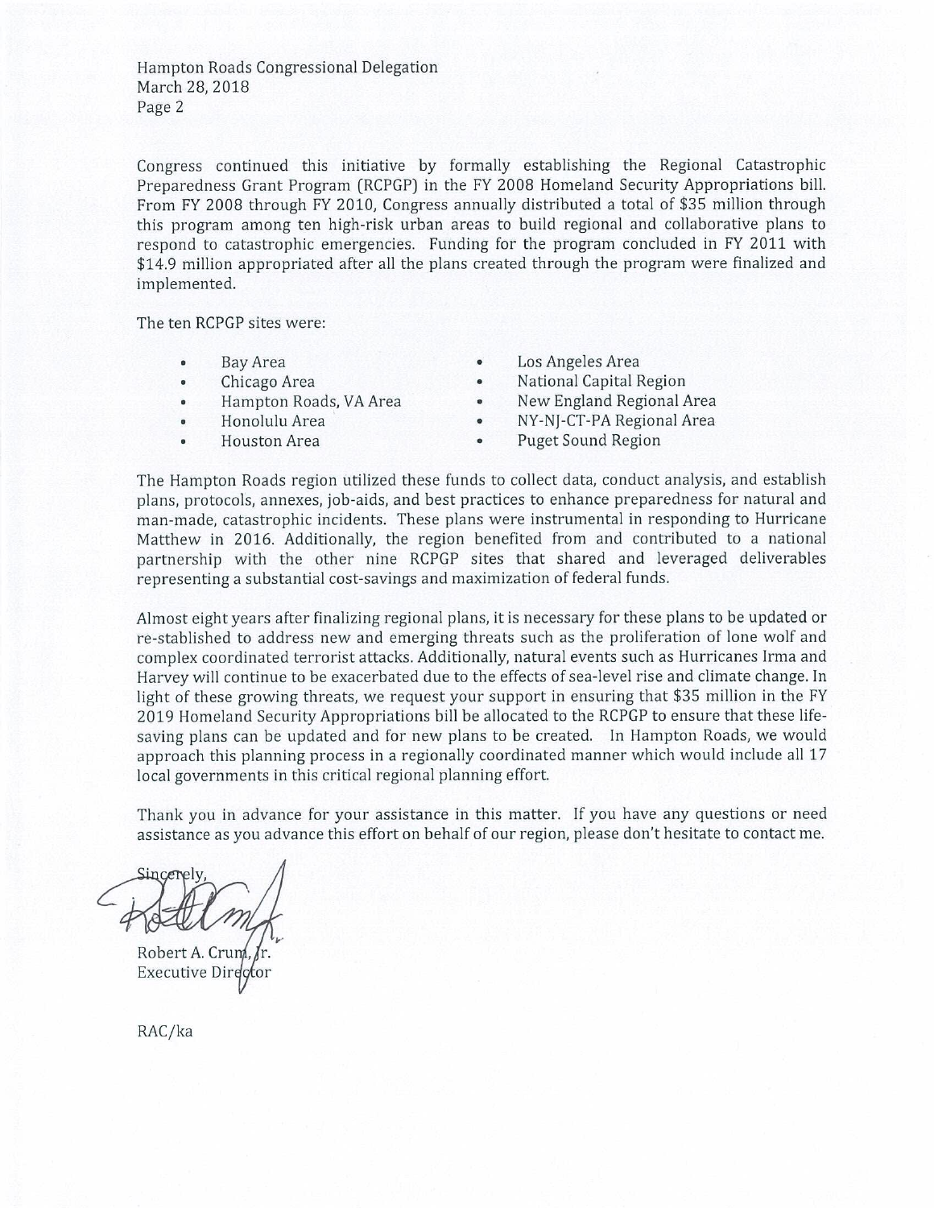Congress continued this initiative by formally establishing the Regional Catastrophic Preparedness Grant Program (RCPGP) in the FY 2008 Homeland Security Appropriations bill. From FY 2008 through FY 2010, Congress annually distributed a total of $35 million through this program among ten high-risk urban areas to build regional and collaborative plans to respond to catastrophic emergencies. Funding for the program concluded in FY 2011 with $14.9 million appropriated after all the plans created through the program were finalized and implemented.

The ten RCPGP sites were:

- Bay Area
- Chicago Area
- Hampton Roads, VA Area
- Honolulu Area
- Houston Area
- Los Angeles Area
- National Capital Region
- New England Regional Area
- NY-NJ-CT-PA Regional Area
- Puget Sound Region

The Hampton Roads region utilized these funds to collect data, conduct analysis, and establish plans, protocols, annexes, job-aids, and best practices to enhance preparedness for natural and man-made, catastrophic incidents. These plans were instrumental in responding to Hurricane Matthew in 2016. Additionally, the region benefited from and contributed to a national partnership with the other nine RCPGP sites that shared and leveraged deliverables representing a substantial cost-savings and maximization of federal funds.

Almost eight years after finalizing regional plans, it is necessary for these plans to be updated or re-stablished to address new and emerging threats such as the proliferation of lone wolf and complex coordinated terrorist attacks. Additionally, natural events such as Hurricanes Irma and Harvey will continue to be exacerbated due to the effects of sea-level rise and climate change. In light of these growing threats, we request your support in ensuring that $35 million in the FY 2019 Homeland Security Appropriations bill be allocated to the RCPGP to ensure that these life-saving plans can be updated and for new plans to be created. In Hampton Roads, we would approach this planning process in a regionally coordinated manner which would include all 17 local governments in this critical regional planning effort.

Thank you in advance for your assistance in this matter. If you have any questions or need assistance as you advance this effort on behalf of our region, please don't hesitate to contact me.

Sincerely,

Robert A. Crum, Jr.
Executive Director

RAC/ka